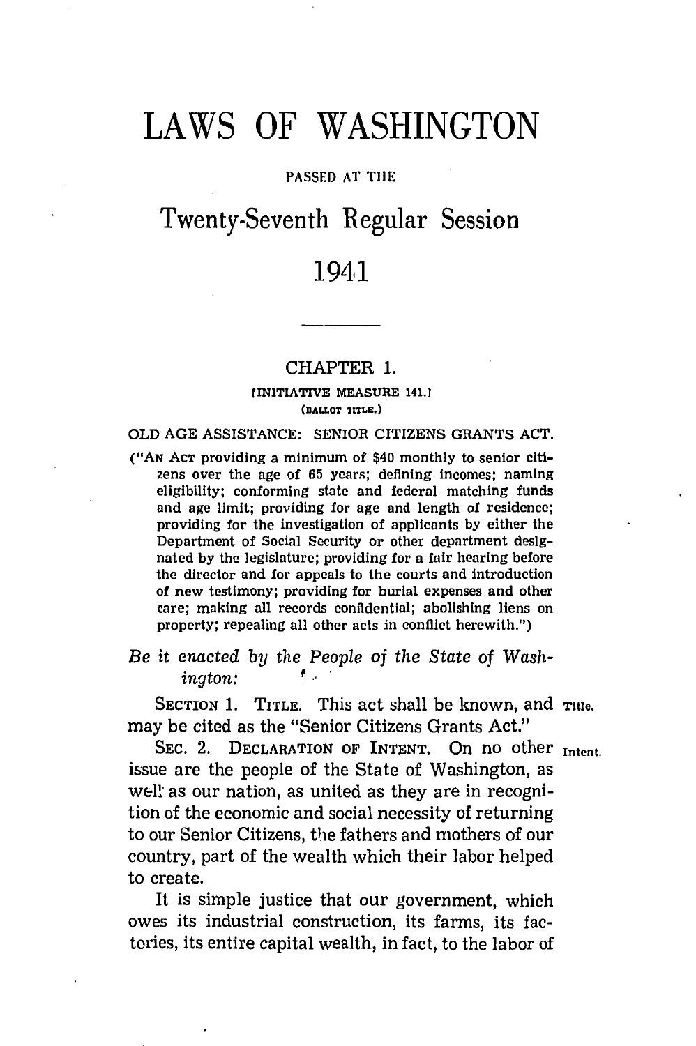# LAWS OF WASHINGTON

PASSED AT THE

## Twenty-Seventh Regular Session

## 1941

---

### CHAPTER 1.

[INITIATIVE MEASURE 141.]

(BALLOT TITLE.)

OLD AGE ASSISTANCE: SENIOR CITIZENS GRANTS ACT.

("AN ACT providing a minimum of $40 monthly to senior citizens over the age of 65 years; defining incomes; naming eligibility; conforming state and federal matching funds and age limit; providing for age and length of residence; providing for the investigation of applicants by either the Department of Social Security or other department designated by the legislature; providing for a fair hearing before the director and for appeals to the courts and introduction of new testimony; providing for burial expenses and other care; making all records confidential; abolishing liens on property; repealing all other acts in conflict herewith.")

*Be it enacted by the People of the State of Washington:*

SECTION 1. TITLE. This act shall be known, and may be cited as the "Senior Citizens Grants Act." Title.

SEC. 2. DECLARATION OF INTENT. On no other issue are the people of the State of Washington, as well as our nation, as united as they are in recognition of the economic and social necessity of returning to our Senior Citizens, the fathers and mothers of our country, part of the wealth which their labor helped to create. Intent.

It is simple justice that our government, which owes its industrial construction, its farms, its factories, its entire capital wealth, in fact, to the labor of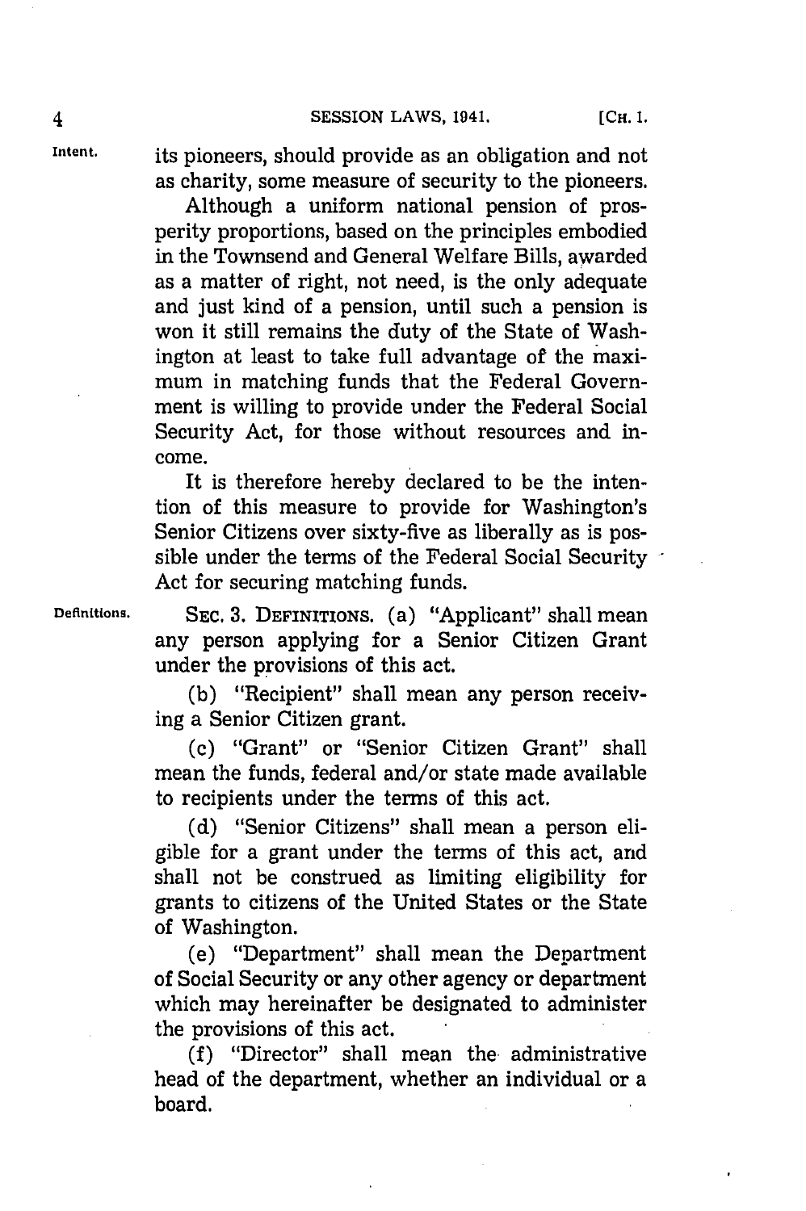its pioneers, should provide as an obligation and not as charity, some measure of security to the pioneers.

Although a uniform national pension of prosperity proportions, based on the principles embodied in the Townsend and General Welfare Bills, awarded as a matter of right, not need, is the only adequate and just kind of a pension, until such a pension is won it still remains the duty of the State of Washington at least to take full advantage of the maximum in matching funds that the Federal Government is willing to provide under the Federal Social Security Act, for those without resources and income.

It is therefore hereby declared to be the intention of this measure to provide for Washington's Senior Citizens over sixty-five as liberally as is possible under the terms of the Federal Social Security Act for securing matching funds.

SEC. 3. DEFINITIONS. (a) "Applicant" shall mean any person applying for a Senior Citizen Grant under the provisions of this act.

(b) "Recipient" shall mean any person receiving a Senior Citizen grant.

(c) "Grant" or "Senior Citizen Grant" shall mean the funds, federal and/or state made available to recipients under the terms of this act.

(d) "Senior Citizens" shall mean a person eligible for a grant under the terms of this act, and shall not be construed as limiting eligibility for grants to citizens of the United States or the State of Washington.

(e) "Department" shall mean the Department of Social Security or any other agency or department which may hereinafter be designated to administer the provisions of this act.

(f) "Director" shall mean the administrative head of the department, whether an individual or a board.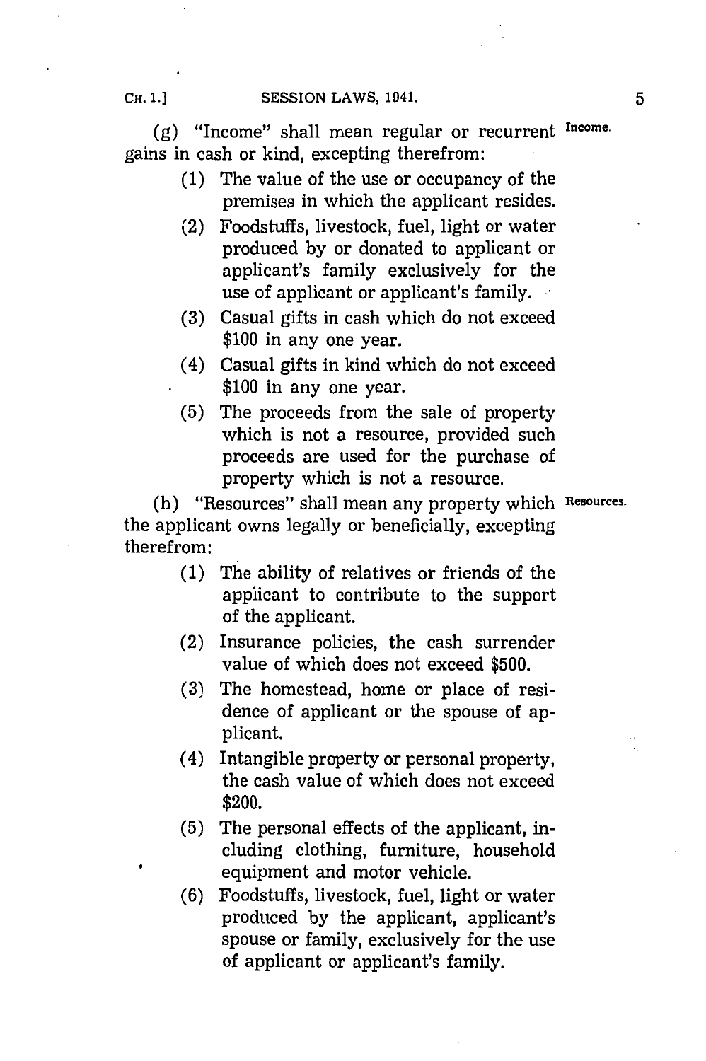(g) "Income" shall mean regular or recurrent gains in cash or kind, excepting therefrom:

> (1) The value of the use or occupancy of the premises in which the applicant resides.
>
> (2) Foodstuffs, livestock, fuel, light or water produced by or donated to applicant or applicant's family exclusively for the use of applicant or applicant's family.
>
> (3) Casual gifts in cash which do not exceed $100 in any one year.
>
> (4) Casual gifts in kind which do not exceed $100 in any one year.
>
> (5) The proceeds from the sale of property which is not a resource, provided such proceeds are used for the purchase of property which is not a resource.

(h) "Resources" shall mean any property which the applicant owns legally or beneficially, excepting therefrom:

> (1) The ability of relatives or friends of the applicant to contribute to the support of the applicant.
>
> (2) Insurance policies, the cash surrender value of which does not exceed $500.
>
> (3) The homestead, home or place of residence of applicant or the spouse of applicant.
>
> (4) Intangible property or personal property, the cash value of which does not exceed $200.
>
> (5) The personal effects of the applicant, including clothing, furniture, household equipment and motor vehicle.
>
> (6) Foodstuffs, livestock, fuel, light or water produced by the applicant, applicant's spouse or family, exclusively for the use of applicant or applicant's family.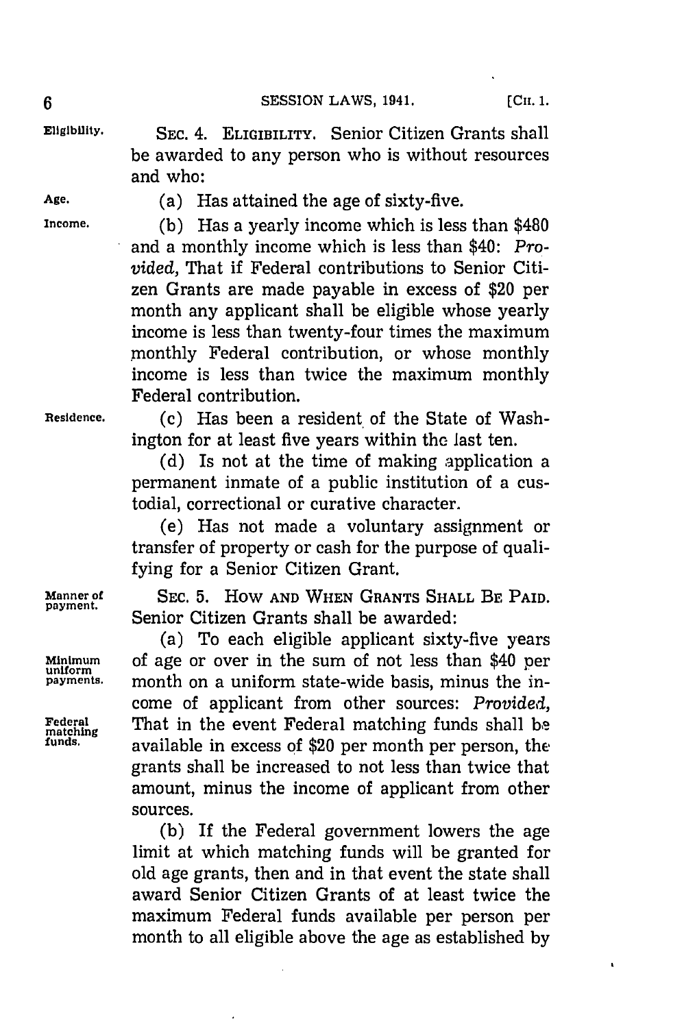Eligibility. SEC. 4. ELIGIBILITY. Senior Citizen Grants shall be awarded to any person who is without resources and who:

Age. (a) Has attained the age of sixty-five.

Income. (b) Has a yearly income which is less than $480 and a monthly income which is less than $40: *Provided,* That if Federal contributions to Senior Citizen Grants are made payable in excess of $20 per month any applicant shall be eligible whose yearly income is less than twenty-four times the maximum monthly Federal contribution, or whose monthly income is less than twice the maximum monthly Federal contribution.

Residence. (c) Has been a resident of the State of Washington for at least five years within the last ten.

(d) Is not at the time of making application a permanent inmate of a public institution of a custodial, correctional or curative character.

(e) Has not made a voluntary assignment or transfer of property or cash for the purpose of qualifying for a Senior Citizen Grant.

Manner of payment. SEC. 5. HOW AND WHEN GRANTS SHALL BE PAID. Senior Citizen Grants shall be awarded:

Minimum uniform payments. (a) To each eligible applicant sixty-five years of age or over in the sum of not less than $40 per month on a uniform state-wide basis, minus the income of applicant from other sources: *Provided,*

Federal matching funds. That in the event Federal matching funds shall be available in excess of $20 per month per person, the grants shall be increased to not less than twice that amount, minus the income of applicant from other sources.

(b) If the Federal government lowers the age limit at which matching funds will be granted for old age grants, then and in that event the state shall award Senior Citizen Grants of at least twice the maximum Federal funds available per person per month to all eligible above the age as established by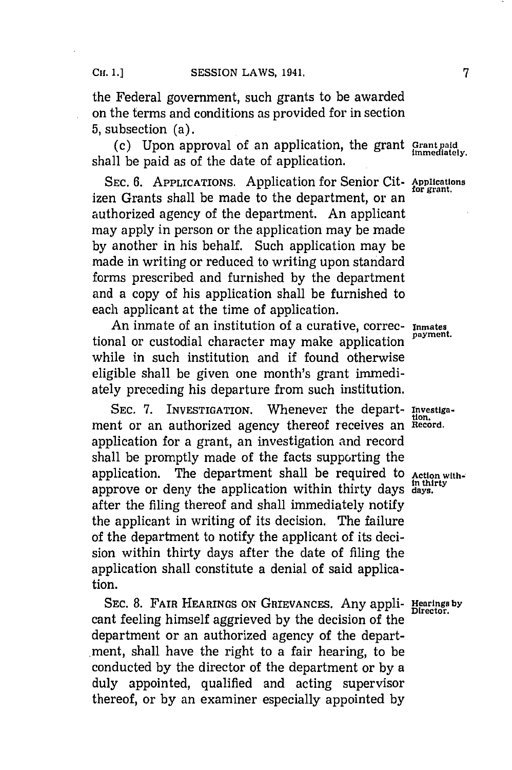the Federal government, such grants to be awarded on the terms and conditions as provided for in section 5, subsection (a).

(c) Upon approval of an application, the grant shall be paid as of the date of application. **Grant paid immediately.**

SEC. 6. APPLICATIONS. Application for Senior Citizen Grants shall be made to the department, or an authorized agency of the department. An applicant may apply in person or the application may be made by another in his behalf. Such application may be made in writing or reduced to writing upon standard forms prescribed and furnished by the department and a copy of his application shall be furnished to each applicant at the time of application. **Applications for grant.**

An inmate of an institution of a curative, correctional or custodial character may make application while in such institution and if found otherwise eligible shall be given one month's grant immediately preceding his departure from such institution. **Inmates payment.**

SEC. 7. INVESTIGATION. Whenever the department or an authorized agency thereof receives an application for a grant, an investigation and record shall be promptly made of the facts supporting the application. The department shall be required to approve or deny the application within thirty days after the filing thereof and shall immediately notify the applicant in writing of its decision. The failure of the department to notify the applicant of its decision within thirty days after the date of filing the application shall constitute a denial of said application. **Investigation. Record. Action within thirty days.**

SEC. 8. FAIR HEARINGS ON GRIEVANCES. Any applicant feeling himself aggrieved by the decision of the department or an authorized agency of the department, shall have the right to a fair hearing, to be conducted by the director of the department or by a duly appointed, qualified and acting supervisor thereof, or by an examiner especially appointed by **Hearings by Director.**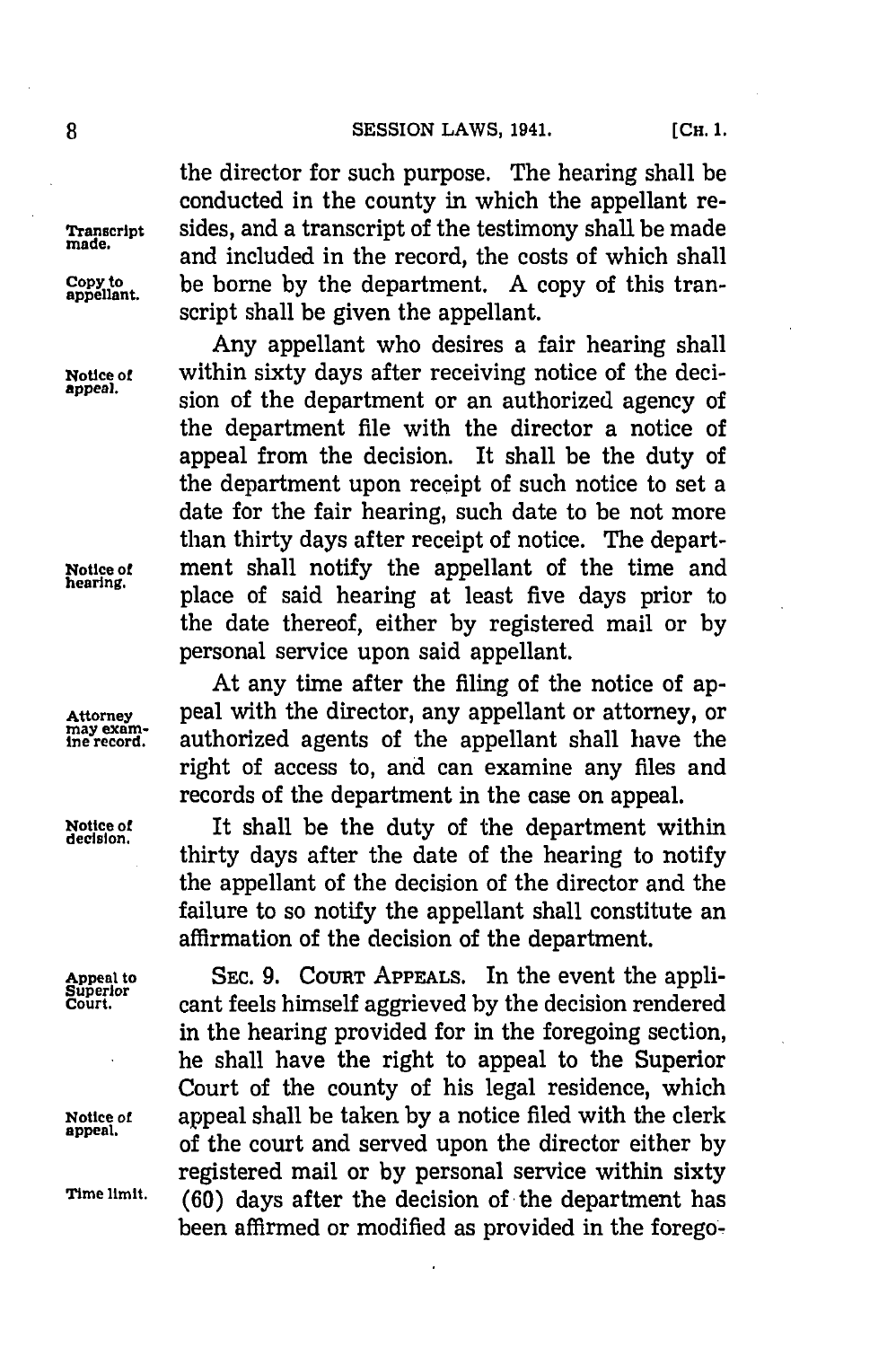the director for such purpose. The hearing shall be conducted in the county in which the appellant resides, and a transcript of the testimony shall be made and included in the record, the costs of which shall be borne by the department. A copy of this transcript shall be given the appellant.

Transcript made.

Copy to appellant.

Any appellant who desires a fair hearing shall within sixty days after receiving notice of the decision of the department or an authorized agency of the department file with the director a notice of appeal from the decision. It shall be the duty of the department upon receipt of such notice to set a date for the fair hearing, such date to be not more than thirty days after receipt of notice. The department shall notify the appellant of the time and place of said hearing at least five days prior to the date thereof, either by registered mail or by personal service upon said appellant.

Notice of appeal.

Notice of hearing.

At any time after the filing of the notice of appeal with the director, any appellant or attorney, or authorized agents of the appellant shall have the right of access to, and can examine any files and records of the department in the case on appeal.

Attorney may examine record.

It shall be the duty of the department within thirty days after the date of the hearing to notify the appellant of the decision of the director and the failure to so notify the appellant shall constitute an affirmation of the decision of the department.

Notice of decision.

SEC. 9. COURT APPEALS. In the event the applicant feels himself aggrieved by the decision rendered in the hearing provided for in the foregoing section, he shall have the right to appeal to the Superior Court of the county of his legal residence, which appeal shall be taken by a notice filed with the clerk of the court and served upon the director either by registered mail or by personal service within sixty (60) days after the decision of the department has been affirmed or modified as provided in the forego-

Appeal to Superior Court.

Notice of appeal.

Time limit.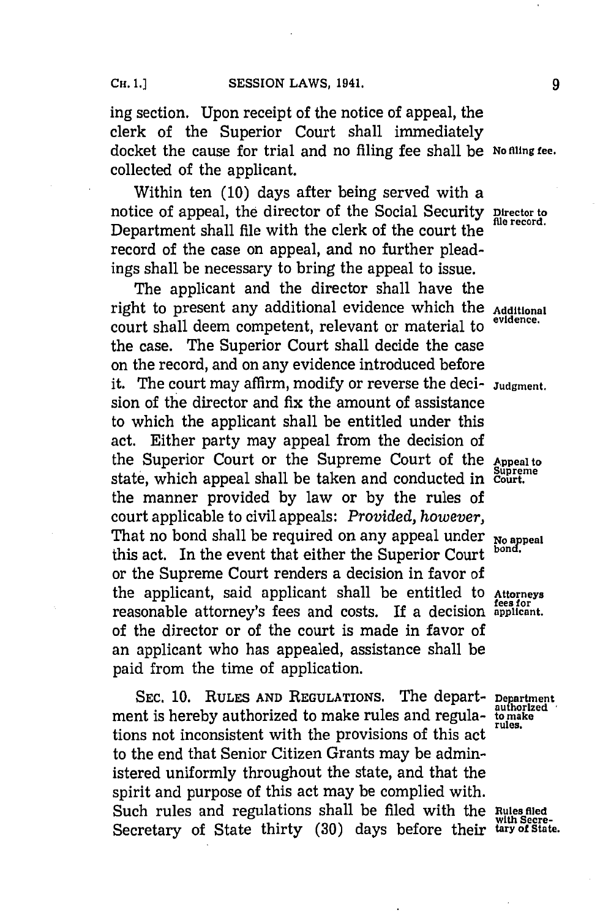ing section. Upon receipt of the notice of appeal, the clerk of the Superior Court shall immediately docket the cause for trial and no filing fee shall be collected of the applicant.

No filing fee.

Within ten (10) days after being served with a notice of appeal, the director of the Social Security Department shall file with the clerk of the court the record of the case on appeal, and no further pleadings shall be necessary to bring the appeal to issue.

Director to file record.

The applicant and the director shall have the right to present any additional evidence which the court shall deem competent, relevant or material to the case. The Superior Court shall decide the case on the record, and on any evidence introduced before it. The court may affirm, modify or reverse the decision of the director and fix the amount of assistance to which the applicant shall be entitled under this act. Either party may appeal from the decision of the Superior Court or the Supreme Court of the state, which appeal shall be taken and conducted in the manner provided by law or by the rules of court applicable to civil appeals: *Provided, however,* That no bond shall be required on any appeal under this act. In the event that either the Superior Court or the Supreme Court renders a decision in favor of the applicant, said applicant shall be entitled to reasonable attorney's fees and costs. If a decision of the director or of the court is made in favor of an applicant who has appealed, assistance shall be paid from the time of application.

Additional evidence.

Judgment.

Appeal to Supreme Court.

No appeal bond.

Attorneys fees for applicant.

SEC. 10. RULES AND REGULATIONS. The department is hereby authorized to make rules and regulations not inconsistent with the provisions of this act to the end that Senior Citizen Grants may be administered uniformly throughout the state, and that the spirit and purpose of this act may be complied with. Such rules and regulations shall be filed with the Secretary of State thirty (30) days before their

Department authorized to make rules.

Rules filed with Secretary of State.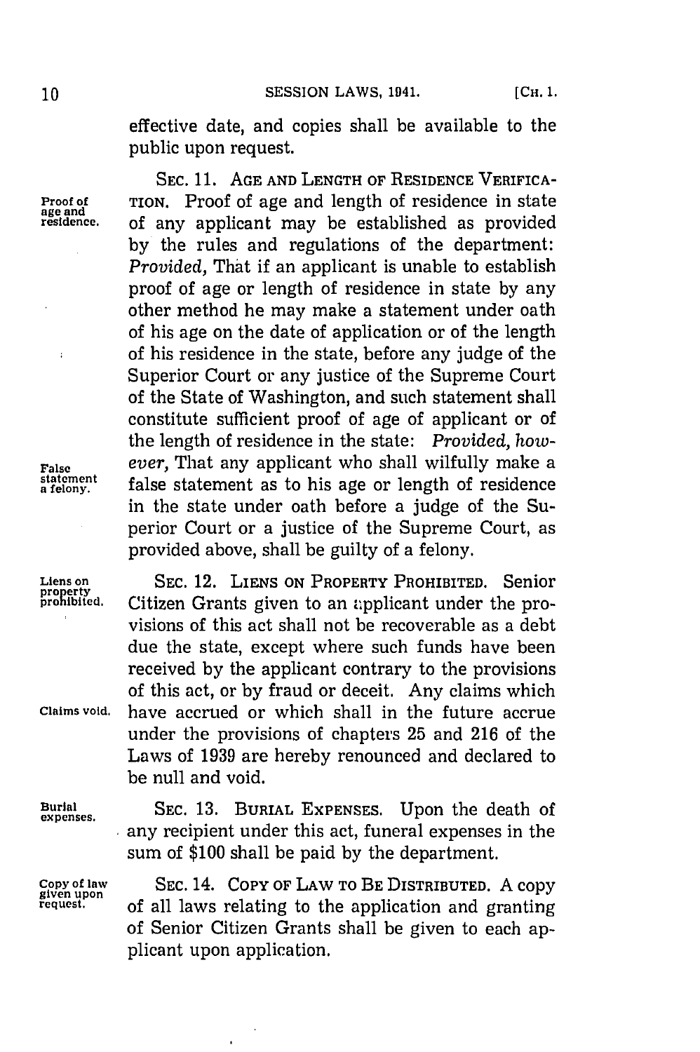effective date, and copies shall be available to the public upon request.

**Proof of age and residence.** SEC. 11. AGE AND LENGTH OF RESIDENCE VERIFICATION. Proof of age and length of residence in state of any applicant may be established as provided by the rules and regulations of the department: *Provided,* That if an applicant is unable to establish proof of age or length of residence in state by any other method he may make a statement under oath of his age on the date of application or of the length of his residence in the state, before any judge of the Superior Court or any justice of the Supreme Court of the State of Washington, and such statement shall constitute sufficient proof of age of applicant or of the length of residence in the state: *Provided, however,* That any applicant who shall wilfully make a false statement as to his age or length of residence in the state under oath before a judge of the Superior Court or a justice of the Supreme Court, as provided above, shall be guilty of a felony.

**False statement a felony.**

**Liens on property prohibited.** SEC. 12. LIENS ON PROPERTY PROHIBITED. Senior Citizen Grants given to an applicant under the provisions of this act shall not be recoverable as a debt due the state, except where such funds have been received by the applicant contrary to the provisions of this act, or by fraud or deceit. Any claims which have accrued or which shall in the future accrue under the provisions of chapters 25 and 216 of the Laws of 1939 are hereby renounced and declared to be null and void.

**Claims void.**

**Burial expenses.** SEC. 13. BURIAL EXPENSES. Upon the death of any recipient under this act, funeral expenses in the sum of $100 shall be paid by the department.

**Copy of law given upon request.** SEC. 14. COPY OF LAW TO BE DISTRIBUTED. A copy of all laws relating to the application and granting of Senior Citizen Grants shall be given to each applicant upon application.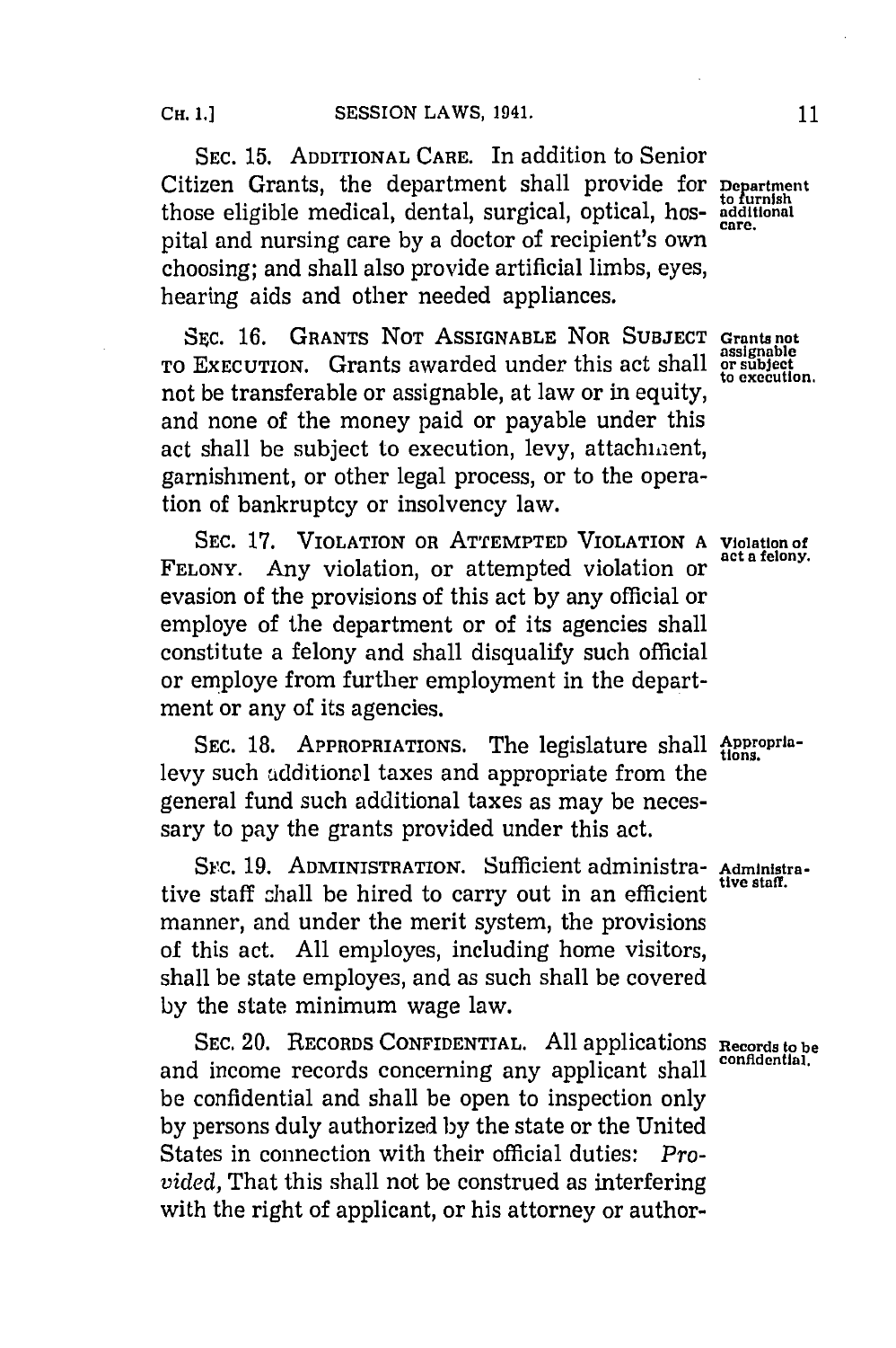SEC. 15. ADDITIONAL CARE. In addition to Senior Citizen Grants, the department shall provide for those eligible medical, dental, surgical, optical, hospital and nursing care by a doctor of recipient's own choosing; and shall also provide artificial limbs, eyes, hearing aids and other needed appliances.

Department to furnish additional care.

SEC. 16. GRANTS NOT ASSIGNABLE NOR SUBJECT TO EXECUTION. Grants awarded under this act shall not be transferable or assignable, at law or in equity, and none of the money paid or payable under this act shall be subject to execution, levy, attachment, garnishment, or other legal process, or to the operation of bankruptcy or insolvency law.

Grants not assignable or subject to execution.

SEC. 17. VIOLATION OR ATTEMPTED VIOLATION A FELONY. Any violation, or attempted violation or evasion of the provisions of this act by any official or employe of the department or of its agencies shall constitute a felony and shall disqualify such official or employe from further employment in the department or any of its agencies.

Violation of act a felony.

SEC. 18. APPROPRIATIONS. The legislature shall levy such additional taxes and appropriate from the general fund such additional taxes as may be necessary to pay the grants provided under this act.

Appropriations.

SEC. 19. ADMINISTRATION. Sufficient administrative staff shall be hired to carry out in an efficient manner, and under the merit system, the provisions of this act. All employes, including home visitors, shall be state employes, and as such shall be covered by the state minimum wage law.

Administrative staff.

SEC. 20. RECORDS CONFIDENTIAL. All applications and income records concerning any applicant shall be confidential and shall be open to inspection only by persons duly authorized by the state or the United States in connection with their official duties: *Provided*, That this shall not be construed as interfering with the right of applicant, or his attorney or author-

Records to be confidential.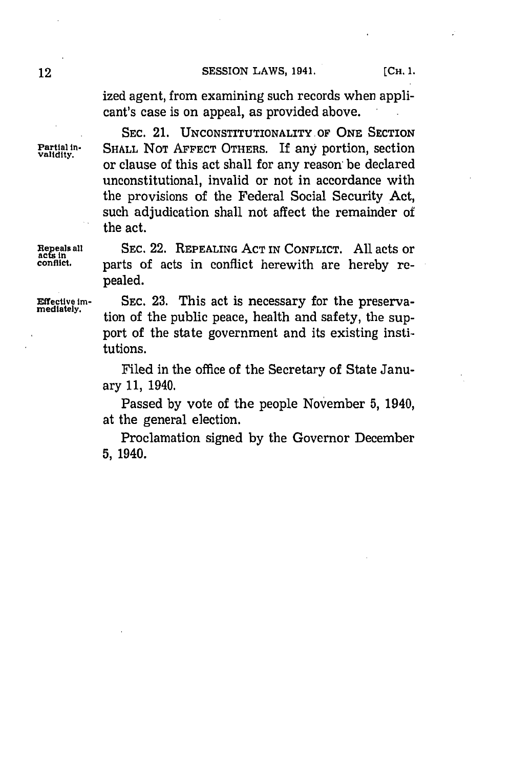ized agent, from examining such records when applicant's case is on appeal, as provided above.

Partial invalidity.

SEC. 21. UNCONSTITUTIONALITY OF ONE SECTION SHALL NOT AFFECT OTHERS. If any portion, section or clause of this act shall for any reason be declared unconstitutional, invalid or not in accordance with the provisions of the Federal Social Security Act, such adjudication shall not affect the remainder of the act.

Repeals all acts in conflict.

SEC. 22. REPEALING ACT IN CONFLICT. All acts or parts of acts in conflict herewith are hereby repealed.

Effective immediately.

SEC. 23. This act is necessary for the preservation of the public peace, health and safety, the support of the state government and its existing institutions.

Filed in the office of the Secretary of State January 11, 1940.

Passed by vote of the people November 5, 1940, at the general election.

Proclamation signed by the Governor December 5, 1940.